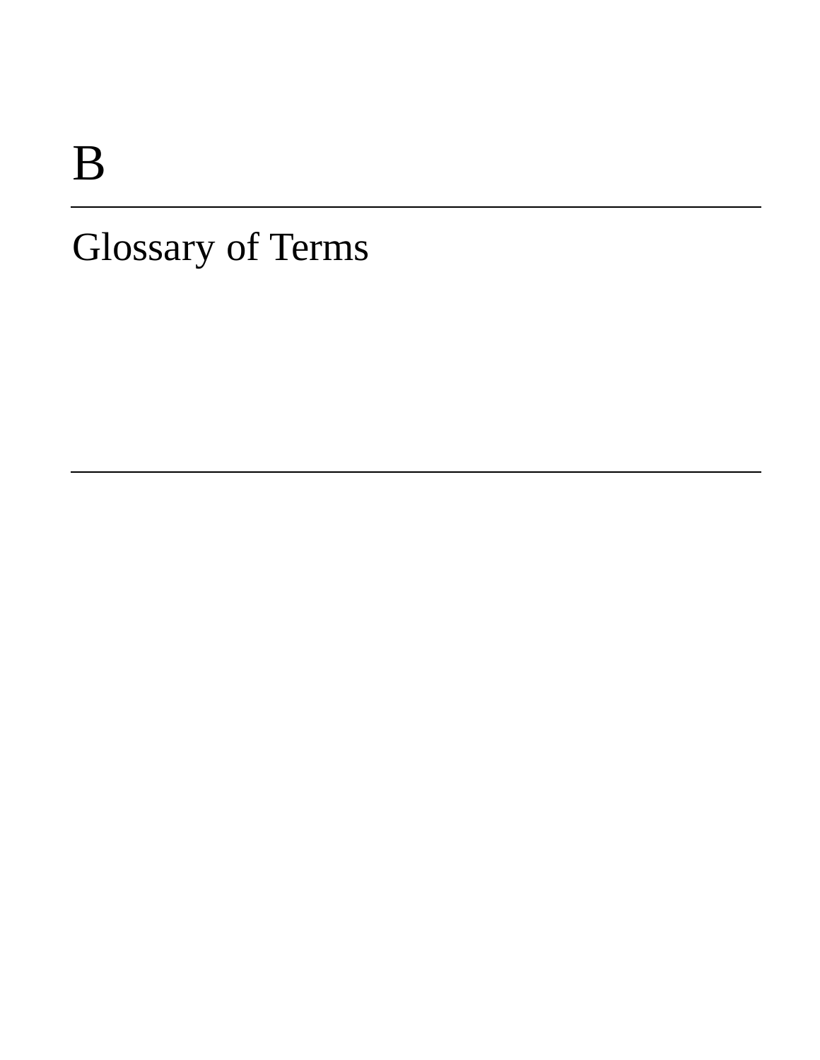# B

# Glossary of Terms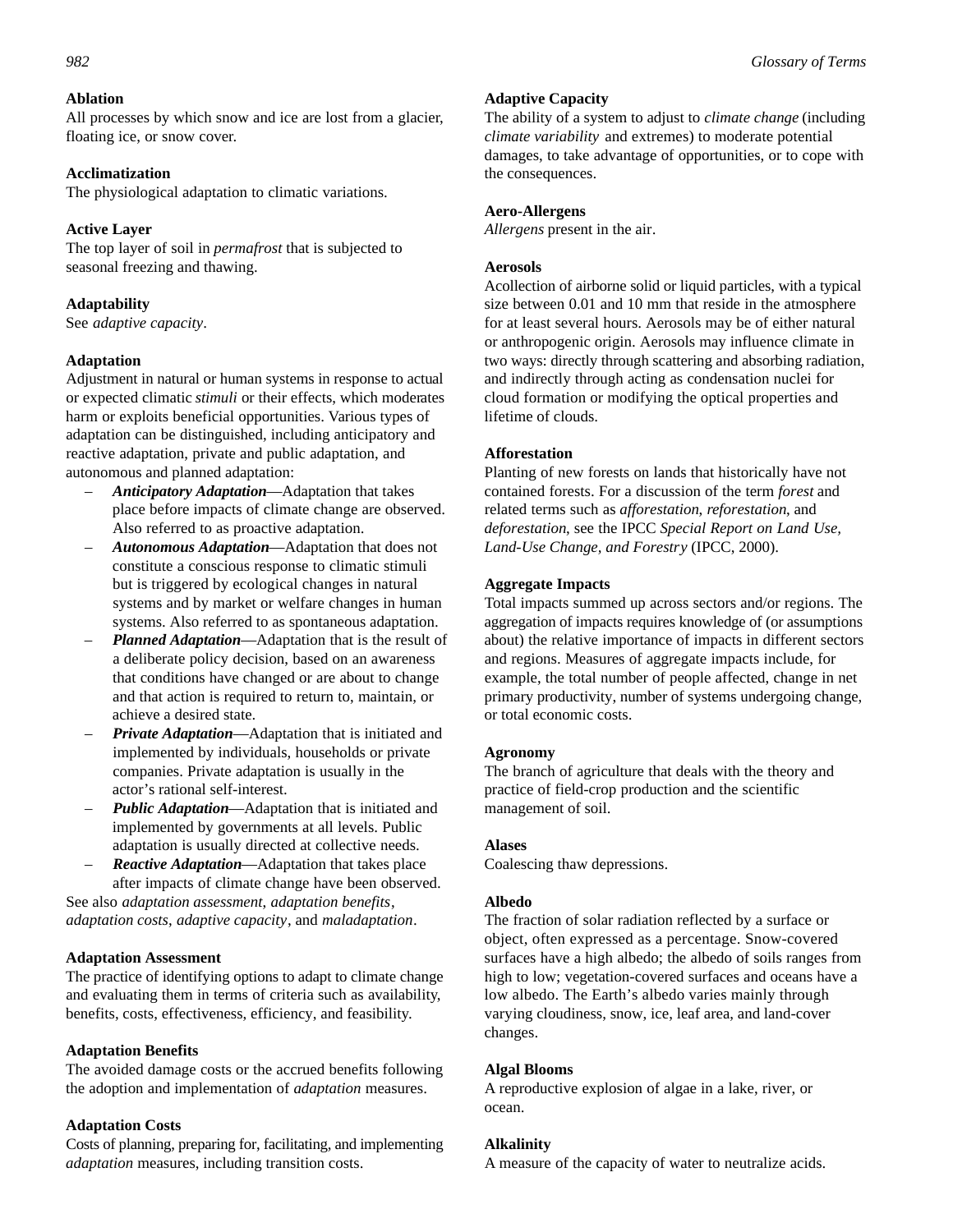**Ablation**
All processes by which snow and ice are lost from a glacier, floating ice, or snow cover.

**Acclimatization**
The physiological adaptation to climatic variations.

**Active Layer**
The top layer of soil in *permafrost* that is subjected to seasonal freezing and thawing.

**Adaptability**
See *adaptive capacity*.

**Adaptation**
Adjustment in natural or human systems in response to actual or expected climatic *stimuli* or their effects, which moderates harm or exploits beneficial opportunities. Various types of adaptation can be distinguished, including anticipatory and reactive adaptation, private and public adaptation, and autonomous and planned adaptation:

- ***Anticipatory Adaptation***—Adaptation that takes place before impacts of climate change are observed. Also referred to as proactive adaptation.
- ***Autonomous Adaptation***—Adaptation that does not constitute a conscious response to climatic stimuli but is triggered by ecological changes in natural systems and by market or welfare changes in human systems. Also referred to as spontaneous adaptation.
- ***Planned Adaptation***—Adaptation that is the result of a deliberate policy decision, based on an awareness that conditions have changed or are about to change and that action is required to return to, maintain, or achieve a desired state.
- ***Private Adaptation***—Adaptation that is initiated and implemented by individuals, households or private companies. Private adaptation is usually in the actor's rational self-interest.
- ***Public Adaptation***—Adaptation that is initiated and implemented by governments at all levels. Public adaptation is usually directed at collective needs.
- ***Reactive Adaptation***—Adaptation that takes place after impacts of climate change have been observed.

See also *adaptation assessment*, *adaptation benefits*, *adaptation costs*, *adaptive capacity*, and *maladaptation*.

**Adaptation Assessment**
The practice of identifying options to adapt to climate change and evaluating them in terms of criteria such as availability, benefits, costs, effectiveness, efficiency, and feasibility.

**Adaptation Benefits**
The avoided damage costs or the accrued benefits following the adoption and implementation of *adaptation* measures.

**Adaptation Costs**
Costs of planning, preparing for, facilitating, and implementing *adaptation* measures, including transition costs.

**Adaptive Capacity**
The ability of a system to adjust to *climate change* (including *climate variability* and extremes) to moderate potential damages, to take advantage of opportunities, or to cope with the consequences.

**Aero-Allergens**
*Allergens* present in the air.

**Aerosols**
A collection of airborne solid or liquid particles, with a typical size between 0.01 and 10 mm that reside in the atmosphere for at least several hours. Aerosols may be of either natural or anthropogenic origin. Aerosols may influence climate in two ways: directly through scattering and absorbing radiation, and indirectly through acting as condensation nuclei for cloud formation or modifying the optical properties and lifetime of clouds.

**Afforestation**
Planting of new forests on lands that historically have not contained forests. For a discussion of the term *forest* and related terms such as *afforestation*, *reforestation*, and *deforestation*, see the IPCC *Special Report on Land Use, Land-Use Change, and Forestry* (IPCC, 2000).

**Aggregate Impacts**
Total impacts summed up across sectors and/or regions. The aggregation of impacts requires knowledge of (or assumptions about) the relative importance of impacts in different sectors and regions. Measures of aggregate impacts include, for example, the total number of people affected, change in net primary productivity, number of systems undergoing change, or total economic costs.

**Agronomy**
The branch of agriculture that deals with the theory and practice of field-crop production and the scientific management of soil.

**Alases**
Coalescing thaw depressions.

**Albedo**
The fraction of solar radiation reflected by a surface or object, often expressed as a percentage. Snow-covered surfaces have a high albedo; the albedo of soils ranges from high to low; vegetation-covered surfaces and oceans have a low albedo. The Earth's albedo varies mainly through varying cloudiness, snow, ice, leaf area, and land-cover changes.

**Algal Blooms**
A reproductive explosion of algae in a lake, river, or ocean.

**Alkalinity**
A measure of the capacity of water to neutralize acids.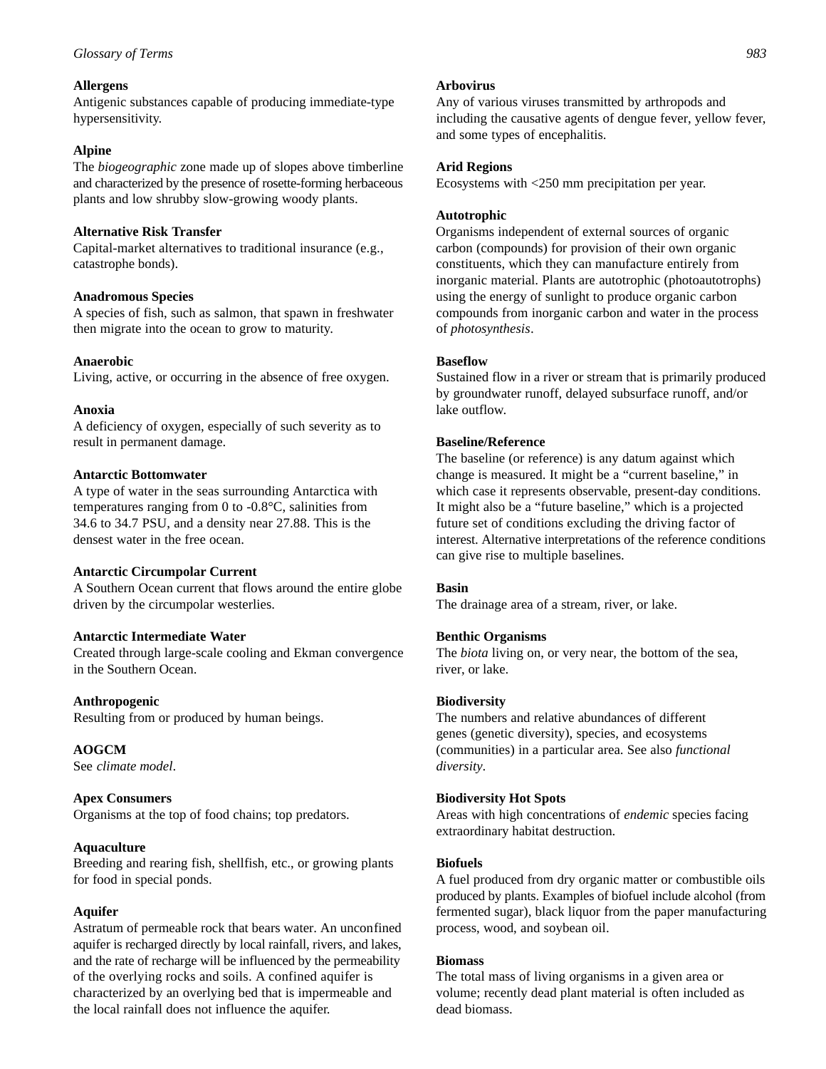**Allergens**
Antigenic substances capable of producing immediate-type hypersensitivity.

**Alpine**
The *biogeographic* zone made up of slopes above timberline and characterized by the presence of rosette-forming herbaceous plants and low shrubby slow-growing woody plants.

**Alternative Risk Transfer**
Capital-market alternatives to traditional insurance (e.g., catastrophe bonds).

**Anadromous Species**
A species of fish, such as salmon, that spawn in freshwater then migrate into the ocean to grow to maturity.

**Anaerobic**
Living, active, or occurring in the absence of free oxygen.

**Anoxia**
A deficiency of oxygen, especially of such severity as to result in permanent damage.

**Antarctic Bottomwater**
A type of water in the seas surrounding Antarctica with temperatures ranging from 0 to -0.8°C, salinities from 34.6 to 34.7 PSU, and a density near 27.88. This is the densest water in the free ocean.

**Antarctic Circumpolar Current**
A Southern Ocean current that flows around the entire globe driven by the circumpolar westerlies.

**Antarctic Intermediate Water**
Created through large-scale cooling and Ekman convergence in the Southern Ocean.

**Anthropogenic**
Resulting from or produced by human beings.

**AOGCM**
See *climate model*.

**Apex Consumers**
Organisms at the top of food chains; top predators.

**Aquaculture**
Breeding and rearing fish, shellfish, etc., or growing plants for food in special ponds.

**Aquifer**
Astratum of permeable rock that bears water. An unconfined aquifer is recharged directly by local rainfall, rivers, and lakes, and the rate of recharge will be influenced by the permeability of the overlying rocks and soils. A confined aquifer is characterized by an overlying bed that is impermeable and the local rainfall does not influence the aquifer.

**Arbovirus**
Any of various viruses transmitted by arthropods and including the causative agents of dengue fever, yellow fever, and some types of encephalitis.

**Arid Regions**
Ecosystems with <250 mm precipitation per year.

**Autotrophic**
Organisms independent of external sources of organic carbon (compounds) for provision of their own organic constituents, which they can manufacture entirely from inorganic material. Plants are autotrophic (photoautotrophs) using the energy of sunlight to produce organic carbon compounds from inorganic carbon and water in the process of *photosynthesis*.

**Baseflow**
Sustained flow in a river or stream that is primarily produced by groundwater runoff, delayed subsurface runoff, and/or lake outflow.

**Baseline/Reference**
The baseline (or reference) is any datum against which change is measured. It might be a "current baseline," in which case it represents observable, present-day conditions. It might also be a "future baseline," which is a projected future set of conditions excluding the driving factor of interest. Alternative interpretations of the reference conditions can give rise to multiple baselines.

**Basin**
The drainage area of a stream, river, or lake.

**Benthic Organisms**
The *biota* living on, or very near, the bottom of the sea, river, or lake.

**Biodiversity**
The numbers and relative abundances of different genes (genetic diversity), species, and ecosystems (communities) in a particular area. See also *functional diversity*.

**Biodiversity Hot Spots**
Areas with high concentrations of *endemic* species facing extraordinary habitat destruction.

**Biofuels**
A fuel produced from dry organic matter or combustible oils produced by plants. Examples of biofuel include alcohol (from fermented sugar), black liquor from the paper manufacturing process, wood, and soybean oil.

**Biomass**
The total mass of living organisms in a given area or volume; recently dead plant material is often included as dead biomass.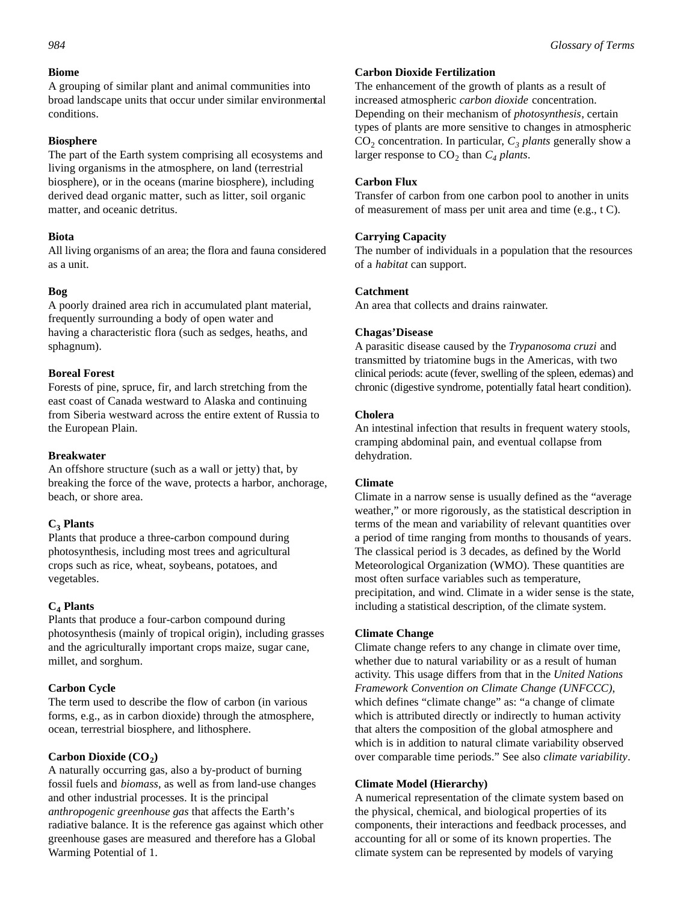**Biome**

A grouping of similar plant and animal communities into broad landscape units that occur under similar environmental conditions.

**Biosphere**

The part of the Earth system comprising all ecosystems and living organisms in the atmosphere, on land (terrestrial biosphere), or in the oceans (marine biosphere), including derived dead organic matter, such as litter, soil organic matter, and oceanic detritus.

**Biota**

All living organisms of an area; the flora and fauna considered as a unit.

**Bog**

A poorly drained area rich in accumulated plant material, frequently surrounding a body of open water and having a characteristic flora (such as sedges, heaths, and sphagnum).

**Boreal Forest**

Forests of pine, spruce, fir, and larch stretching from the east coast of Canada westward to Alaska and continuing from Siberia westward across the entire extent of Russia to the European Plain.

**Breakwater**

An offshore structure (such as a wall or jetty) that, by breaking the force of the wave, protects a harbor, anchorage, beach, or shore area.

**$C_3$ Plants**

Plants that produce a three-carbon compound during photosynthesis, including most trees and agricultural crops such as rice, wheat, soybeans, potatoes, and vegetables.

**$C_4$ Plants**

Plants that produce a four-carbon compound during photosynthesis (mainly of tropical origin), including grasses and the agriculturally important crops maize, sugar cane, millet, and sorghum.

**Carbon Cycle**

The term used to describe the flow of carbon (in various forms, e.g., as in carbon dioxide) through the atmosphere, ocean, terrestrial biosphere, and lithosphere.

**Carbon Dioxide ($CO_2$)**

A naturally occurring gas, also a by-product of burning fossil fuels and *biomass*, as well as from land-use changes and other industrial processes. It is the principal *anthropogenic greenhouse gas* that affects the Earth's radiative balance. It is the reference gas against which other greenhouse gases are measured and therefore has a Global Warming Potential of 1.

**Carbon Dioxide Fertilization**

The enhancement of the growth of plants as a result of increased atmospheric *carbon dioxide* concentration. Depending on their mechanism of *photosynthesis*, certain types of plants are more sensitive to changes in atmospheric $CO_2$ concentration. In particular, *$C_3$ plants* generally show a larger response to $CO_2$ than *$C_4$ plants*.

**Carbon Flux**

Transfer of carbon from one carbon pool to another in units of measurement of mass per unit area and time (e.g., t C).

**Carrying Capacity**

The number of individuals in a population that the resources of a *habitat* can support.

**Catchment**

An area that collects and drains rainwater.

**Chagas'Disease**

A parasitic disease caused by the *Trypanosoma cruzi* and transmitted by triatomine bugs in the Americas, with two clinical periods: acute (fever, swelling of the spleen, edemas) and chronic (digestive syndrome, potentially fatal heart condition).

**Cholera**

An intestinal infection that results in frequent watery stools, cramping abdominal pain, and eventual collapse from dehydration.

**Climate**

Climate in a narrow sense is usually defined as the "average weather," or more rigorously, as the statistical description in terms of the mean and variability of relevant quantities over a period of time ranging from months to thousands of years. The classical period is 3 decades, as defined by the World Meteorological Organization (WMO). These quantities are most often surface variables such as temperature, precipitation, and wind. Climate in a wider sense is the state, including a statistical description, of the climate system.

**Climate Change**

Climate change refers to any change in climate over time, whether due to natural variability or as a result of human activity. This usage differs from that in the *United Nations Framework Convention on Climate Change (UNFCCC)*, which defines "climate change" as: "a change of climate which is attributed directly or indirectly to human activity that alters the composition of the global atmosphere and which is in addition to natural climate variability observed over comparable time periods." See also *climate variability*.

**Climate Model (Hierarchy)**

A numerical representation of the climate system based on the physical, chemical, and biological properties of its components, their interactions and feedback processes, and accounting for all or some of its known properties. The climate system can be represented by models of varying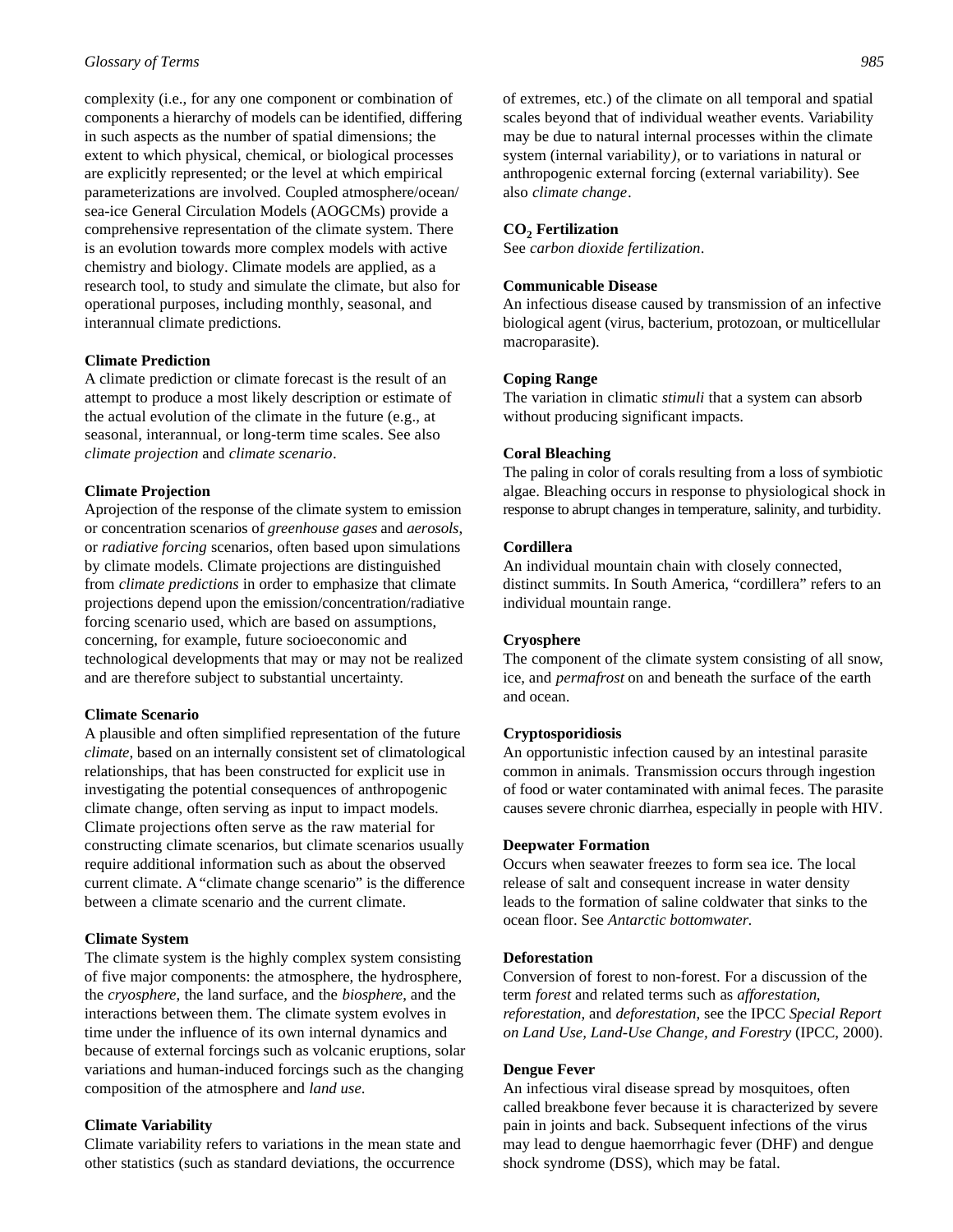complexity (i.e., for any one component or combination of components a hierarchy of models can be identified, differing in such aspects as the number of spatial dimensions; the extent to which physical, chemical, or biological processes are explicitly represented; or the level at which empirical parameterizations are involved. Coupled atmosphere/ocean/sea-ice General Circulation Models (AOGCMs) provide a comprehensive representation of the climate system. There is an evolution towards more complex models with active chemistry and biology. Climate models are applied, as a research tool, to study and simulate the climate, but also for operational purposes, including monthly, seasonal, and interannual climate predictions.

**Climate Prediction**
A climate prediction or climate forecast is the result of an attempt to produce a most likely description or estimate of the actual evolution of the climate in the future (e.g., at seasonal, interannual, or long-term time scales. See also *climate projection* and *climate scenario*.

**Climate Projection**
Aprojection of the response of the climate system to emission or concentration scenarios of *greenhouse gases* and *aerosols*, or *radiative forcing* scenarios, often based upon simulations by climate models. Climate projections are distinguished from *climate predictions* in order to emphasize that climate projections depend upon the emission/concentration/radiative forcing scenario used, which are based on assumptions, concerning, for example, future socioeconomic and technological developments that may or may not be realized and are therefore subject to substantial uncertainty.

**Climate Scenario**
A plausible and often simplified representation of the future *climate*, based on an internally consistent set of climatological relationships, that has been constructed for explicit use in investigating the potential consequences of anthropogenic climate change, often serving as input to impact models. Climate projections often serve as the raw material for constructing climate scenarios, but climate scenarios usually require additional information such as about the observed current climate. A "climate change scenario" is the difference between a climate scenario and the current climate.

**Climate System**
The climate system is the highly complex system consisting of five major components: the atmosphere, the hydrosphere, the *cryosphere*, the land surface, and the *biosphere*, and the interactions between them. The climate system evolves in time under the influence of its own internal dynamics and because of external forcings such as volcanic eruptions, solar variations and human-induced forcings such as the changing composition of the atmosphere and *land use*.

**Climate Variability**
Climate variability refers to variations in the mean state and other statistics (such as standard deviations, the occurrence of extremes, etc.) of the climate on all temporal and spatial scales beyond that of individual weather events. Variability may be due to natural internal processes within the climate system (internal variability), or to variations in natural or anthropogenic external forcing (external variability). See also *climate change*.

**$CO_2$ Fertilization**
See *carbon dioxide fertilization*.

**Communicable Disease**
An infectious disease caused by transmission of an infective biological agent (virus, bacterium, protozoan, or multicellular macroparasite).

**Coping Range**
The variation in climatic *stimuli* that a system can absorb without producing significant impacts.

**Coral Bleaching**
The paling in color of corals resulting from a loss of symbiotic algae. Bleaching occurs in response to physiological shock in response to abrupt changes in temperature, salinity, and turbidity.

**Cordillera**
An individual mountain chain with closely connected, distinct summits. In South America, "cordillera" refers to an individual mountain range.

**Cryosphere**
The component of the climate system consisting of all snow, ice, and *permafrost* on and beneath the surface of the earth and ocean.

**Cryptosporidiosis**
An opportunistic infection caused by an intestinal parasite common in animals. Transmission occurs through ingestion of food or water contaminated with animal feces. The parasite causes severe chronic diarrhea, especially in people with HIV.

**Deepwater Formation**
Occurs when seawater freezes to form sea ice. The local release of salt and consequent increase in water density leads to the formation of saline coldwater that sinks to the ocean floor. See *Antarctic bottomwater.*

**Deforestation**
Conversion of forest to non-forest. For a discussion of the term *forest* and related terms such as *afforestation*, *reforestation*, and *deforestation*, see the IPCC *Special Report on Land Use, Land-Use Change, and Forestry* (IPCC, 2000).

**Dengue Fever**
An infectious viral disease spread by mosquitoes, often called breakbone fever because it is characterized by severe pain in joints and back. Subsequent infections of the virus may lead to dengue haemorrhagic fever (DHF) and dengue shock syndrome (DSS), which may be fatal.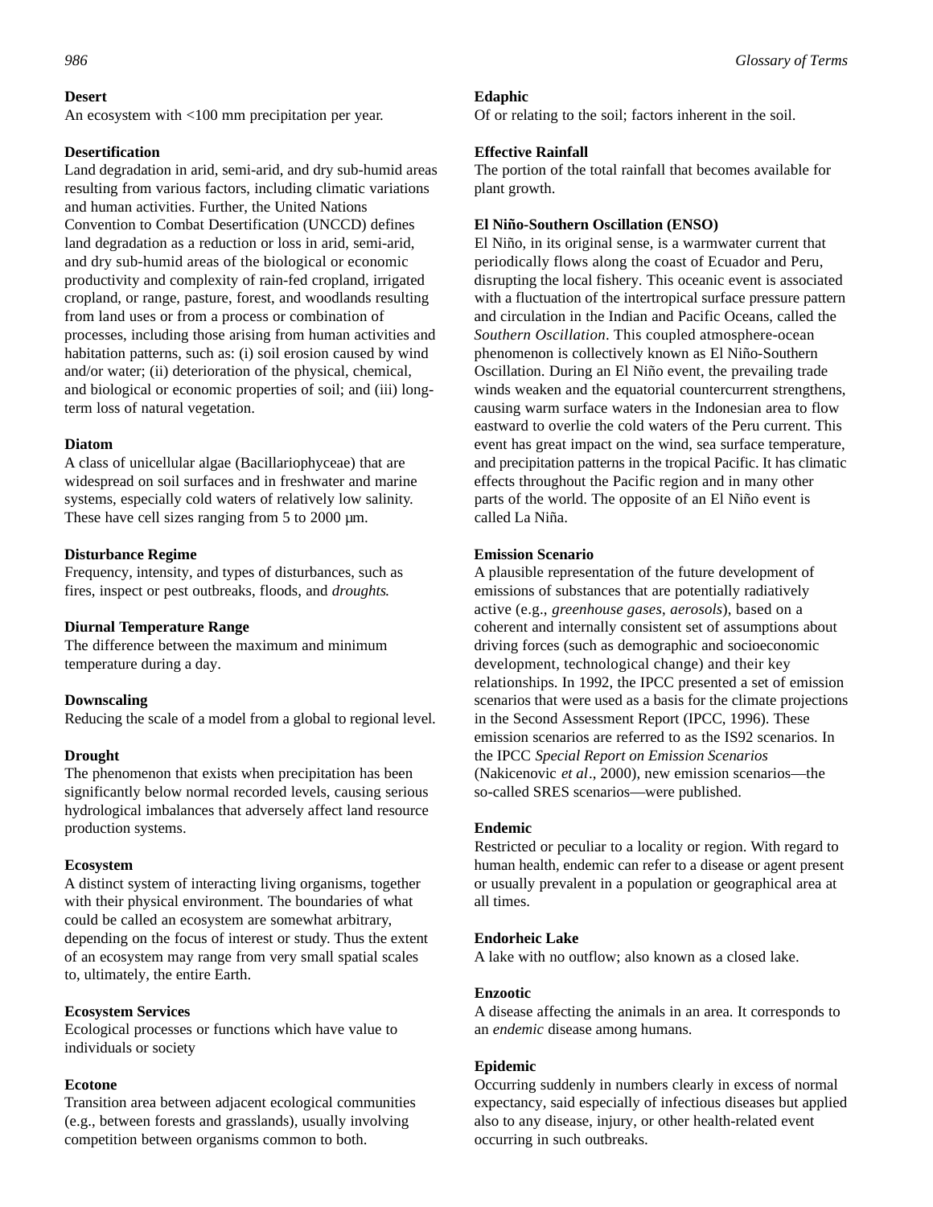**Desert**
An ecosystem with <100 mm precipitation per year.

**Desertification**
Land degradation in arid, semi-arid, and dry sub-humid areas resulting from various factors, including climatic variations and human activities. Further, the United Nations Convention to Combat Desertification (UNCCD) defines land degradation as a reduction or loss in arid, semi-arid, and dry sub-humid areas of the biological or economic productivity and complexity of rain-fed cropland, irrigated cropland, or range, pasture, forest, and woodlands resulting from land uses or from a process or combination of processes, including those arising from human activities and habitation patterns, such as: (i) soil erosion caused by wind and/or water; (ii) deterioration of the physical, chemical, and biological or economic properties of soil; and (iii) long-term loss of natural vegetation.

**Diatom**
A class of unicellular algae (Bacillariophyceae) that are widespread on soil surfaces and in freshwater and marine systems, especially cold waters of relatively low salinity. These have cell sizes ranging from 5 to 2000 µm.

**Disturbance Regime**
Frequency, intensity, and types of disturbances, such as fires, inspect or pest outbreaks, floods, and *droughts*.

**Diurnal Temperature Range**
The difference between the maximum and minimum temperature during a day.

**Downscaling**
Reducing the scale of a model from a global to regional level.

**Drought**
The phenomenon that exists when precipitation has been significantly below normal recorded levels, causing serious hydrological imbalances that adversely affect land resource production systems.

**Ecosystem**
A distinct system of interacting living organisms, together with their physical environment. The boundaries of what could be called an ecosystem are somewhat arbitrary, depending on the focus of interest or study. Thus the extent of an ecosystem may range from very small spatial scales to, ultimately, the entire Earth.

**Ecosystem Services**
Ecological processes or functions which have value to individuals or society

**Ecotone**
Transition area between adjacent ecological communities (e.g., between forests and grasslands), usually involving competition between organisms common to both.

**Edaphic**
Of or relating to the soil; factors inherent in the soil.

**Effective Rainfall**
The portion of the total rainfall that becomes available for plant growth.

**El Niño-Southern Oscillation (ENSO)**
El Niño, in its original sense, is a warmwater current that periodically flows along the coast of Ecuador and Peru, disrupting the local fishery. This oceanic event is associated with a fluctuation of the intertropical surface pressure pattern and circulation in the Indian and Pacific Oceans, called the *Southern Oscillation*. This coupled atmosphere-ocean phenomenon is collectively known as El Niño-Southern Oscillation. During an El Niño event, the prevailing trade winds weaken and the equatorial countercurrent strengthens, causing warm surface waters in the Indonesian area to flow eastward to overlie the cold waters of the Peru current. This event has great impact on the wind, sea surface temperature, and precipitation patterns in the tropical Pacific. It has climatic effects throughout the Pacific region and in many other parts of the world. The opposite of an El Niño event is called La Niña.

**Emission Scenario**
A plausible representation of the future development of emissions of substances that are potentially radiatively active (e.g., *greenhouse gases*, *aerosols*), based on a coherent and internally consistent set of assumptions about driving forces (such as demographic and socioeconomic development, technological change) and their key relationships. In 1992, the IPCC presented a set of emission scenarios that were used as a basis for the climate projections in the Second Assessment Report (IPCC, 1996). These emission scenarios are referred to as the IS92 scenarios. In the IPCC *Special Report on Emission Scenarios* (Nakicenovic *et al*., 2000), new emission scenarios—the so-called SRES scenarios—were published.

**Endemic**
Restricted or peculiar to a locality or region. With regard to human health, endemic can refer to a disease or agent present or usually prevalent in a population or geographical area at all times.

**Endorheic Lake**
A lake with no outflow; also known as a closed lake.

**Enzootic**
A disease affecting the animals in an area. It corresponds to an *endemic* disease among humans.

**Epidemic**
Occurring suddenly in numbers clearly in excess of normal expectancy, said especially of infectious diseases but applied also to any disease, injury, or other health-related event occurring in such outbreaks.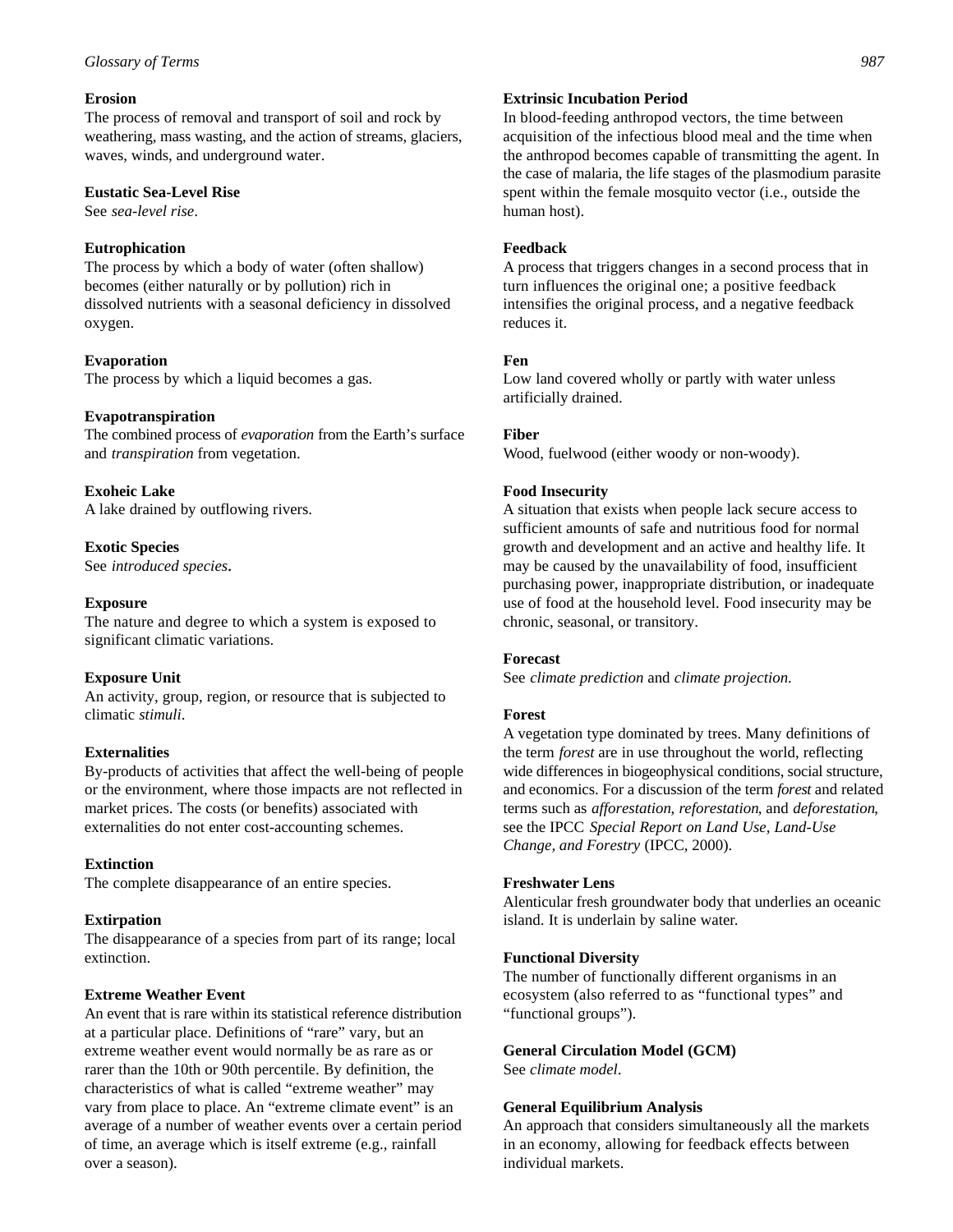**Erosion**
The process of removal and transport of soil and rock by weathering, mass wasting, and the action of streams, glaciers, waves, winds, and underground water.

**Eustatic Sea-Level Rise**
See *sea-level rise*.

**Eutrophication**
The process by which a body of water (often shallow) becomes (either naturally or by pollution) rich in dissolved nutrients with a seasonal deficiency in dissolved oxygen.

**Evaporation**
The process by which a liquid becomes a gas.

**Evapotranspiration**
The combined process of *evaporation* from the Earth's surface and *transpiration* from vegetation.

**Exoheic Lake**
A lake drained by outflowing rivers.

**Exotic Species**
See *introduced species*.

**Exposure**
The nature and degree to which a system is exposed to significant climatic variations.

**Exposure Unit**
An activity, group, region, or resource that is subjected to climatic *stimuli*.

**Externalities**
By-products of activities that affect the well-being of people or the environment, where those impacts are not reflected in market prices. The costs (or benefits) associated with externalities do not enter cost-accounting schemes.

**Extinction**
The complete disappearance of an entire species.

**Extirpation**
The disappearance of a species from part of its range; local extinction.

**Extreme Weather Event**
An event that is rare within its statistical reference distribution at a particular place. Definitions of "rare" vary, but an extreme weather event would normally be as rare as or rarer than the 10th or 90th percentile. By definition, the characteristics of what is called "extreme weather" may vary from place to place. An "extreme climate event" is an average of a number of weather events over a certain period of time, an average which is itself extreme (e.g., rainfall over a season).

**Extrinsic Incubation Period**
In blood-feeding anthropod vectors, the time between acquisition of the infectious blood meal and the time when the anthropod becomes capable of transmitting the agent. In the case of malaria, the life stages of the plasmodium parasite spent within the female mosquito vector (i.e., outside the human host).

**Feedback**
A process that triggers changes in a second process that in turn influences the original one; a positive feedback intensifies the original process, and a negative feedback reduces it.

**Fen**
Low land covered wholly or partly with water unless artificially drained.

**Fiber**
Wood, fuelwood (either woody or non-woody).

**Food Insecurity**
A situation that exists when people lack secure access to sufficient amounts of safe and nutritious food for normal growth and development and an active and healthy life. It may be caused by the unavailability of food, insufficient purchasing power, inappropriate distribution, or inadequate use of food at the household level. Food insecurity may be chronic, seasonal, or transitory.

**Forecast**
See *climate prediction* and *climate projection*.

**Forest**
A vegetation type dominated by trees. Many definitions of the term *forest* are in use throughout the world, reflecting wide differences in biogeophysical conditions, social structure, and economics. For a discussion of the term *forest* and related terms such as *afforestation*, *reforestation*, and *deforestation*, see the IPCC *Special Report on Land Use, Land-Use Change, and Forestry* (IPCC, 2000).

**Freshwater Lens**
Alenticular fresh groundwater body that underlies an oceanic island. It is underlain by saline water.

**Functional Diversity**
The number of functionally different organisms in an ecosystem (also referred to as "functional types" and "functional groups").

**General Circulation Model (GCM)**
See *climate model*.

**General Equilibrium Analysis**
An approach that considers simultaneously all the markets in an economy, allowing for feedback effects between individual markets.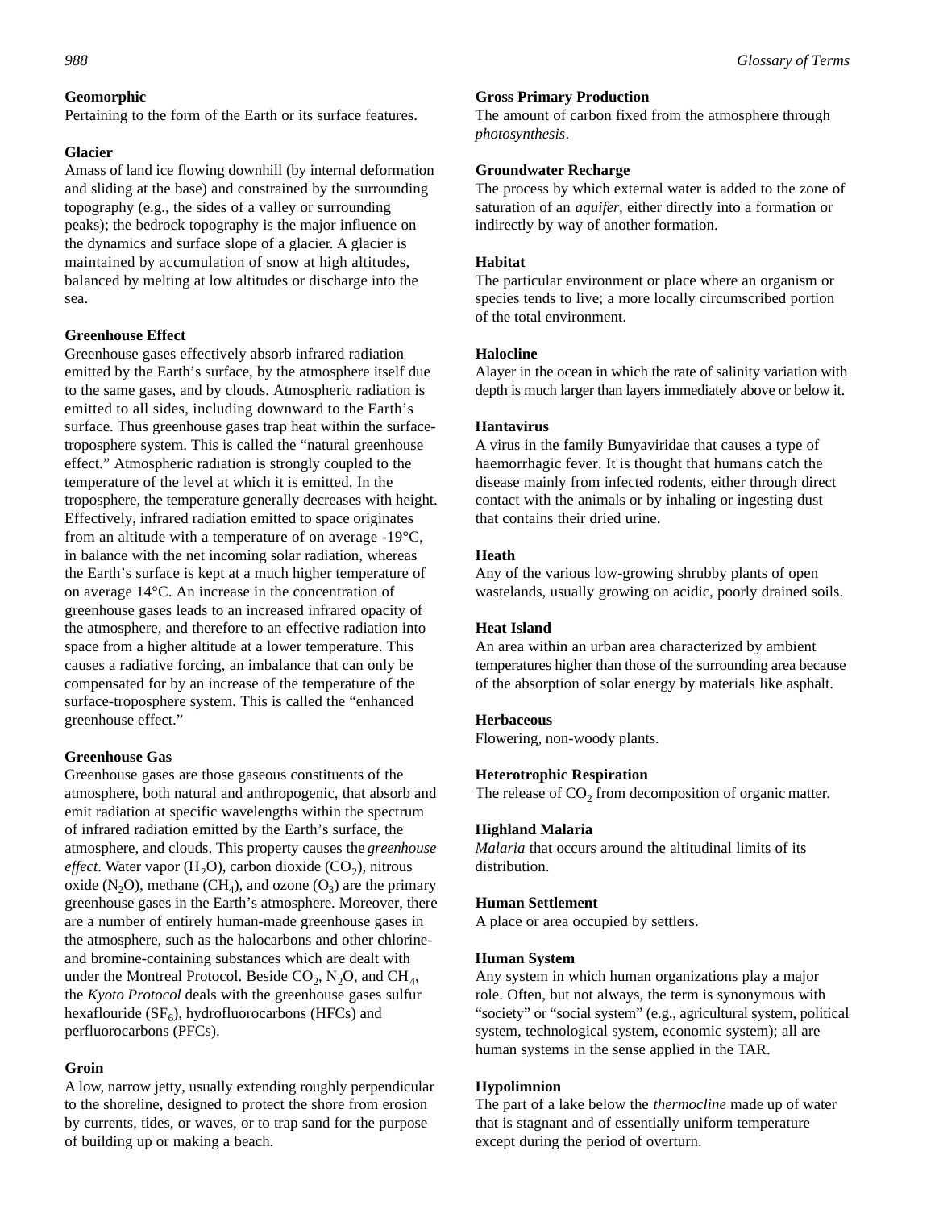**Geomorphic**

Pertaining to the form of the Earth or its surface features.

**Glacier**

Amass of land ice flowing downhill (by internal deformation and sliding at the base) and constrained by the surrounding topography (e.g., the sides of a valley or surrounding peaks); the bedrock topography is the major influence on the dynamics and surface slope of a glacier. A glacier is maintained by accumulation of snow at high altitudes, balanced by melting at low altitudes or discharge into the sea.

**Greenhouse Effect**

Greenhouse gases effectively absorb infrared radiation emitted by the Earth's surface, by the atmosphere itself due to the same gases, and by clouds. Atmospheric radiation is emitted to all sides, including downward to the Earth's surface. Thus greenhouse gases trap heat within the surface-troposphere system. This is called the "natural greenhouse effect." Atmospheric radiation is strongly coupled to the temperature of the level at which it is emitted. In the troposphere, the temperature generally decreases with height. Effectively, infrared radiation emitted to space originates from an altitude with a temperature of on average -19°C, in balance with the net incoming solar radiation, whereas the Earth's surface is kept at a much higher temperature of on average 14°C. An increase in the concentration of greenhouse gases leads to an increased infrared opacity of the atmosphere, and therefore to an effective radiation into space from a higher altitude at a lower temperature. This causes a radiative forcing, an imbalance that can only be compensated for by an increase of the temperature of the surface-troposphere system. This is called the "enhanced greenhouse effect."

**Greenhouse Gas**

Greenhouse gases are those gaseous constituents of the atmosphere, both natural and anthropogenic, that absorb and emit radiation at specific wavelengths within the spectrum of infrared radiation emitted by the Earth's surface, the atmosphere, and clouds. This property causes the *greenhouse effect*. Water vapor ($H_2O$), carbon dioxide ($CO_2$), nitrous oxide ($N_2O$), methane ($CH_4$), and ozone ($O_3$) are the primary greenhouse gases in the Earth's atmosphere. Moreover, there are a number of entirely human-made greenhouse gases in the atmosphere, such as the halocarbons and other chlorine- and bromine-containing substances which are dealt with under the Montreal Protocol. Beside $CO_2$, $N_2O$, and $CH_4$, the *Kyoto Protocol* deals with the greenhouse gases sulfur hexaflouride ($SF_6$), hydrofluorocarbons (HFCs) and perfluorocarbons (PFCs).

**Groin**

A low, narrow jetty, usually extending roughly perpendicular to the shoreline, designed to protect the shore from erosion by currents, tides, or waves, or to trap sand for the purpose of building up or making a beach.

**Gross Primary Production**

The amount of carbon fixed from the atmosphere through *photosynthesis*.

**Groundwater Recharge**

The process by which external water is added to the zone of saturation of an *aquifer*, either directly into a formation or indirectly by way of another formation.

**Habitat**

The particular environment or place where an organism or species tends to live; a more locally circumscribed portion of the total environment.

**Halocline**

Alayer in the ocean in which the rate of salinity variation with depth is much larger than layers immediately above or below it.

**Hantavirus**

A virus in the family Bunyaviridae that causes a type of haemorrhagic fever. It is thought that humans catch the disease mainly from infected rodents, either through direct contact with the animals or by inhaling or ingesting dust that contains their dried urine.

**Heath**

Any of the various low-growing shrubby plants of open wastelands, usually growing on acidic, poorly drained soils.

**Heat Island**

An area within an urban area characterized by ambient temperatures higher than those of the surrounding area because of the absorption of solar energy by materials like asphalt.

**Herbaceous**

Flowering, non-woody plants.

**Heterotrophic Respiration**

The release of $CO_2$ from decomposition of organic matter.

**Highland Malaria**

*Malaria* that occurs around the altitudinal limits of its distribution.

**Human Settlement**

A place or area occupied by settlers.

**Human System**

Any system in which human organizations play a major role. Often, but not always, the term is synonymous with "society" or "social system" (e.g., agricultural system, political system, technological system, economic system); all are human systems in the sense applied in the TAR.

**Hypolimnion**

The part of a lake below the *thermocline* made up of water that is stagnant and of essentially uniform temperature except during the period of overturn.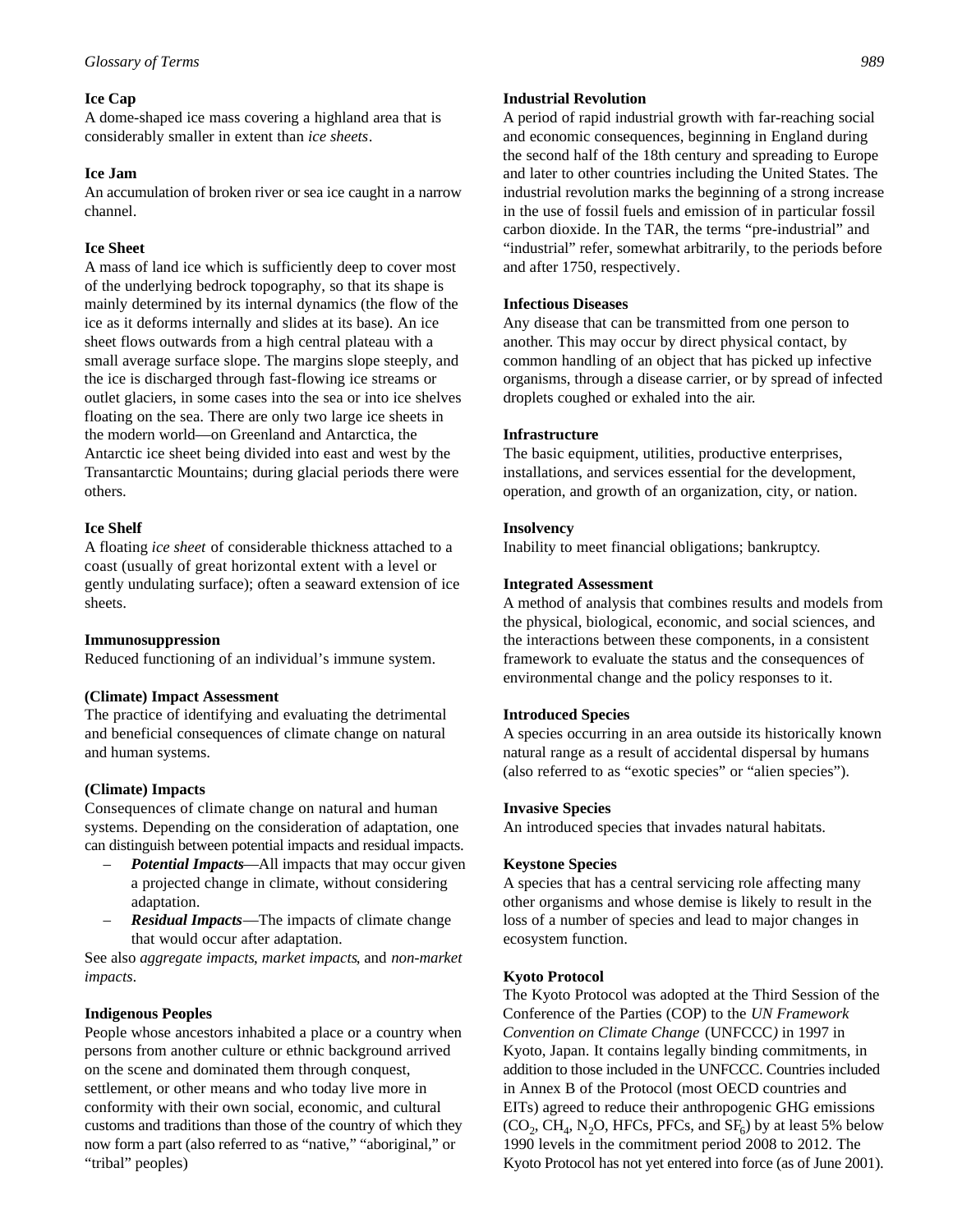### Ice Cap

A dome-shaped ice mass covering a highland area that is considerably smaller in extent than *ice sheets*.

### Ice Jam

An accumulation of broken river or sea ice caught in a narrow channel.

### Ice Sheet

A mass of land ice which is sufficiently deep to cover most of the underlying bedrock topography, so that its shape is mainly determined by its internal dynamics (the flow of the ice as it deforms internally and slides at its base). An ice sheet flows outwards from a high central plateau with a small average surface slope. The margins slope steeply, and the ice is discharged through fast-flowing ice streams or outlet glaciers, in some cases into the sea or into ice shelves floating on the sea. There are only two large ice sheets in the modern world—on Greenland and Antarctica, the Antarctic ice sheet being divided into east and west by the Transantarctic Mountains; during glacial periods there were others.

### Ice Shelf

A floating *ice sheet* of considerable thickness attached to a coast (usually of great horizontal extent with a level or gently undulating surface); often a seaward extension of ice sheets.

### Immunosuppression

Reduced functioning of an individual's immune system.

### (Climate) Impact Assessment

The practice of identifying and evaluating the detrimental and beneficial consequences of climate change on natural and human systems.

### (Climate) Impacts

Consequences of climate change on natural and human systems. Depending on the consideration of adaptation, one can distinguish between potential impacts and residual impacts.

- ***Potential Impacts***—All impacts that may occur given a projected change in climate, without considering adaptation.
- ***Residual Impacts***—The impacts of climate change that would occur after adaptation.

See also *aggregate impacts*, *market impacts*, and *non-market impacts*.

### Indigenous Peoples

People whose ancestors inhabited a place or a country when persons from another culture or ethnic background arrived on the scene and dominated them through conquest, settlement, or other means and who today live more in conformity with their own social, economic, and cultural customs and traditions than those of the country of which they now form a part (also referred to as "native," "aboriginal," or "tribal" peoples)

### Industrial Revolution

A period of rapid industrial growth with far-reaching social and economic consequences, beginning in England during the second half of the 18th century and spreading to Europe and later to other countries including the United States. The industrial revolution marks the beginning of a strong increase in the use of fossil fuels and emission of in particular fossil carbon dioxide. In the TAR, the terms "pre-industrial" and "industrial" refer, somewhat arbitrarily, to the periods before and after 1750, respectively.

### Infectious Diseases

Any disease that can be transmitted from one person to another. This may occur by direct physical contact, by common handling of an object that has picked up infective organisms, through a disease carrier, or by spread of infected droplets coughed or exhaled into the air.

### Infrastructure

The basic equipment, utilities, productive enterprises, installations, and services essential for the development, operation, and growth of an organization, city, or nation.

### Insolvency

Inability to meet financial obligations; bankruptcy.

### Integrated Assessment

A method of analysis that combines results and models from the physical, biological, economic, and social sciences, and the interactions between these components, in a consistent framework to evaluate the status and the consequences of environmental change and the policy responses to it.

### Introduced Species

A species occurring in an area outside its historically known natural range as a result of accidental dispersal by humans (also referred to as "exotic species" or "alien species").

### Invasive Species

An introduced species that invades natural habitats.

### Keystone Species

A species that has a central servicing role affecting many other organisms and whose demise is likely to result in the loss of a number of species and lead to major changes in ecosystem function.

### Kyoto Protocol

The Kyoto Protocol was adopted at the Third Session of the Conference of the Parties (COP) to the *UN Framework Convention on Climate Change* (UNFCCC) in 1997 in Kyoto, Japan. It contains legally binding commitments, in addition to those included in the UNFCCC. Countries included in Annex B of the Protocol (most OECD countries and EITs) agreed to reduce their anthropogenic GHG emissions ($CO_2$, $CH_4$, $N_2O$, HFCs, PFCs, and $SF_6$) by at least 5% below 1990 levels in the commitment period 2008 to 2012. The Kyoto Protocol has not yet entered into force (as of June 2001).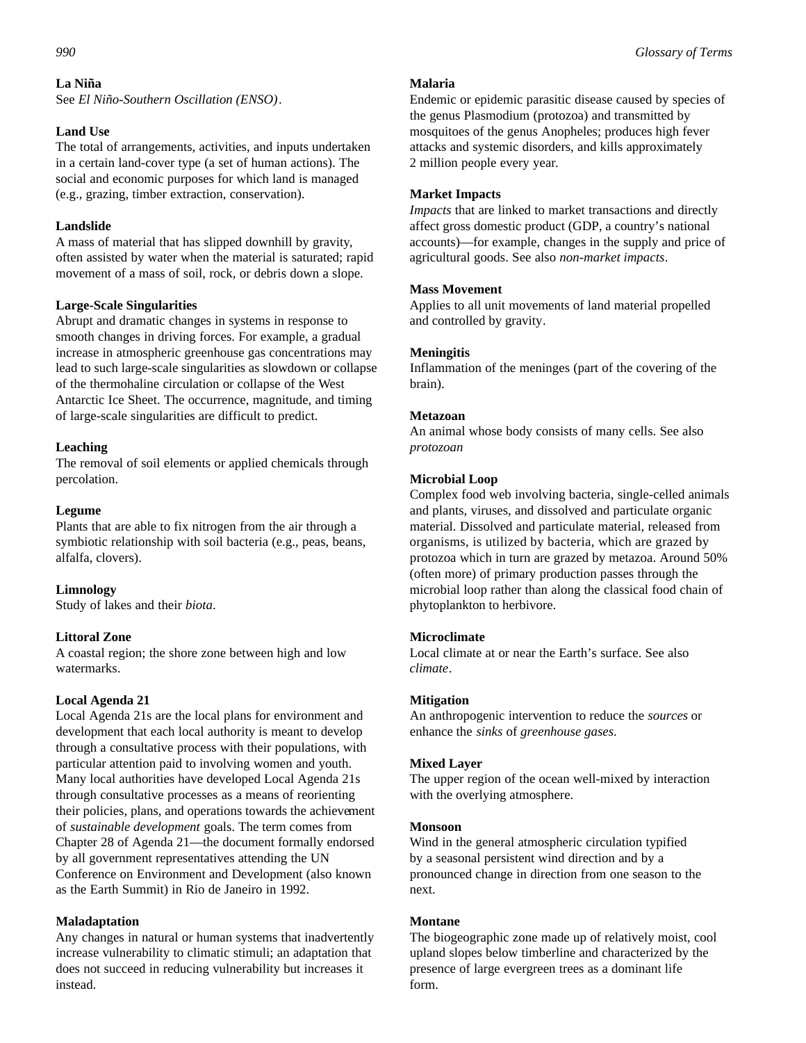**La Niña**
See *El Niño-Southern Oscillation (ENSO)*.

**Land Use**
The total of arrangements, activities, and inputs undertaken in a certain land-cover type (a set of human actions). The social and economic purposes for which land is managed (e.g., grazing, timber extraction, conservation).

**Landslide**
A mass of material that has slipped downhill by gravity, often assisted by water when the material is saturated; rapid movement of a mass of soil, rock, or debris down a slope.

**Large-Scale Singularities**
Abrupt and dramatic changes in systems in response to smooth changes in driving forces. For example, a gradual increase in atmospheric greenhouse gas concentrations may lead to such large-scale singularities as slowdown or collapse of the thermohaline circulation or collapse of the West Antarctic Ice Sheet. The occurrence, magnitude, and timing of large-scale singularities are difficult to predict.

**Leaching**
The removal of soil elements or applied chemicals through percolation.

**Legume**
Plants that are able to fix nitrogen from the air through a symbiotic relationship with soil bacteria (e.g., peas, beans, alfalfa, clovers).

**Limnology**
Study of lakes and their *biota*.

**Littoral Zone**
A coastal region; the shore zone between high and low watermarks.

**Local Agenda 21**
Local Agenda 21s are the local plans for environment and development that each local authority is meant to develop through a consultative process with their populations, with particular attention paid to involving women and youth. Many local authorities have developed Local Agenda 21s through consultative processes as a means of reorienting their policies, plans, and operations towards the achievement of *sustainable development* goals. The term comes from Chapter 28 of Agenda 21—the document formally endorsed by all government representatives attending the UN Conference on Environment and Development (also known as the Earth Summit) in Rio de Janeiro in 1992.

**Maladaptation**
Any changes in natural or human systems that inadvertently increase vulnerability to climatic stimuli; an adaptation that does not succeed in reducing vulnerability but increases it instead.

**Malaria**
Endemic or epidemic parasitic disease caused by species of the genus Plasmodium (protozoa) and transmitted by mosquitoes of the genus Anopheles; produces high fever attacks and systemic disorders, and kills approximately 2 million people every year.

**Market Impacts**
*Impacts* that are linked to market transactions and directly affect gross domestic product (GDP, a country's national accounts)—for example, changes in the supply and price of agricultural goods. See also *non-market impacts*.

**Mass Movement**
Applies to all unit movements of land material propelled and controlled by gravity.

**Meningitis**
Inflammation of the meninges (part of the covering of the brain).

**Metazoan**
An animal whose body consists of many cells. See also *protozoan*

**Microbial Loop**
Complex food web involving bacteria, single-celled animals and plants, viruses, and dissolved and particulate organic material. Dissolved and particulate material, released from organisms, is utilized by bacteria, which are grazed by protozoa which in turn are grazed by metazoa. Around 50% (often more) of primary production passes through the microbial loop rather than along the classical food chain of phytoplankton to herbivore.

**Microclimate**
Local climate at or near the Earth's surface. See also *climate*.

**Mitigation**
An anthropogenic intervention to reduce the *sources* or enhance the *sinks* of *greenhouse gases*.

**Mixed Layer**
The upper region of the ocean well-mixed by interaction with the overlying atmosphere.

**Monsoon**
Wind in the general atmospheric circulation typified by a seasonal persistent wind direction and by a pronounced change in direction from one season to the next.

**Montane**
The biogeographic zone made up of relatively moist, cool upland slopes below timberline and characterized by the presence of large evergreen trees as a dominant life form.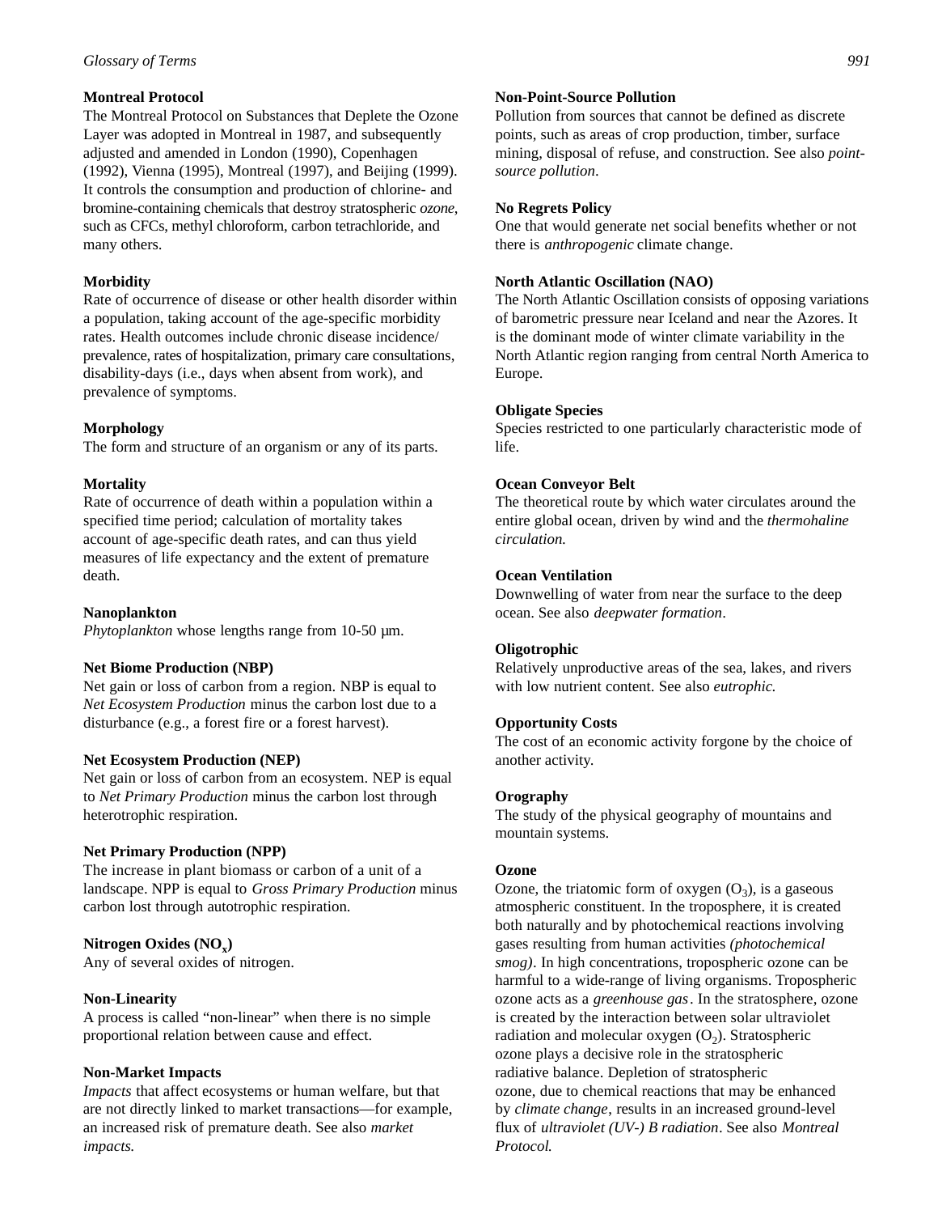### Montreal Protocol

The Montreal Protocol on Substances that Deplete the Ozone Layer was adopted in Montreal in 1987, and subsequently adjusted and amended in London (1990), Copenhagen (1992), Vienna (1995), Montreal (1997), and Beijing (1999). It controls the consumption and production of chlorine- and bromine-containing chemicals that destroy stratospheric *ozone*, such as CFCs, methyl chloroform, carbon tetrachloride, and many others.

### Morbidity

Rate of occurrence of disease or other health disorder within a population, taking account of the age-specific morbidity rates. Health outcomes include chronic disease incidence/prevalence, rates of hospitalization, primary care consultations, disability-days (i.e., days when absent from work), and prevalence of symptoms.

### Morphology

The form and structure of an organism or any of its parts.

### Mortality

Rate of occurrence of death within a population within a specified time period; calculation of mortality takes account of age-specific death rates, and can thus yield measures of life expectancy and the extent of premature death.

### Nanoplankton

*Phytoplankton* whose lengths range from 10-50 µm.

### Net Biome Production (NBP)

Net gain or loss of carbon from a region. NBP is equal to *Net Ecosystem Production* minus the carbon lost due to a disturbance (e.g., a forest fire or a forest harvest).

### Net Ecosystem Production (NEP)

Net gain or loss of carbon from an ecosystem. NEP is equal to *Net Primary Production* minus the carbon lost through heterotrophic respiration.

### Net Primary Production (NPP)

The increase in plant biomass or carbon of a unit of a landscape. NPP is equal to *Gross Primary Production* minus carbon lost through autotrophic respiration.

### Nitrogen Oxides ($NO_x$)

Any of several oxides of nitrogen.

### Non-Linearity

A process is called "non-linear" when there is no simple proportional relation between cause and effect.

### Non-Market Impacts

*Impacts* that affect ecosystems or human welfare, but that are not directly linked to market transactions—for example, an increased risk of premature death. See also *market impacts.*

### Non-Point-Source Pollution

Pollution from sources that cannot be defined as discrete points, such as areas of crop production, timber, surface mining, disposal of refuse, and construction. See also *point-source pollution*.

### No Regrets Policy

One that would generate net social benefits whether or not there is *anthropogenic* climate change.

### North Atlantic Oscillation (NAO)

The North Atlantic Oscillation consists of opposing variations of barometric pressure near Iceland and near the Azores. It is the dominant mode of winter climate variability in the North Atlantic region ranging from central North America to Europe.

### Obligate Species

Species restricted to one particularly characteristic mode of life.

### Ocean Conveyor Belt

The theoretical route by which water circulates around the entire global ocean, driven by wind and the *thermohaline circulation.*

### Ocean Ventilation

Downwelling of water from near the surface to the deep ocean. See also *deepwater formation*.

### Oligotrophic

Relatively unproductive areas of the sea, lakes, and rivers with low nutrient content. See also *eutrophic.*

### Opportunity Costs

The cost of an economic activity forgone by the choice of another activity.

### Orography

The study of the physical geography of mountains and mountain systems.

### Ozone

Ozone, the triatomic form of oxygen ($O_3$), is a gaseous atmospheric constituent. In the troposphere, it is created both naturally and by photochemical reactions involving gases resulting from human activities *(photochemical smog)*. In high concentrations, tropospheric ozone can be harmful to a wide-range of living organisms. Tropospheric ozone acts as a *greenhouse gas*. In the stratosphere, ozone is created by the interaction between solar ultraviolet radiation and molecular oxygen ($O_2$). Stratospheric ozone plays a decisive role in the stratospheric radiative balance. Depletion of stratospheric ozone, due to chemical reactions that may be enhanced by *climate change*, results in an increased ground-level flux of *ultraviolet (UV-) B radiation*. See also *Montreal Protocol.*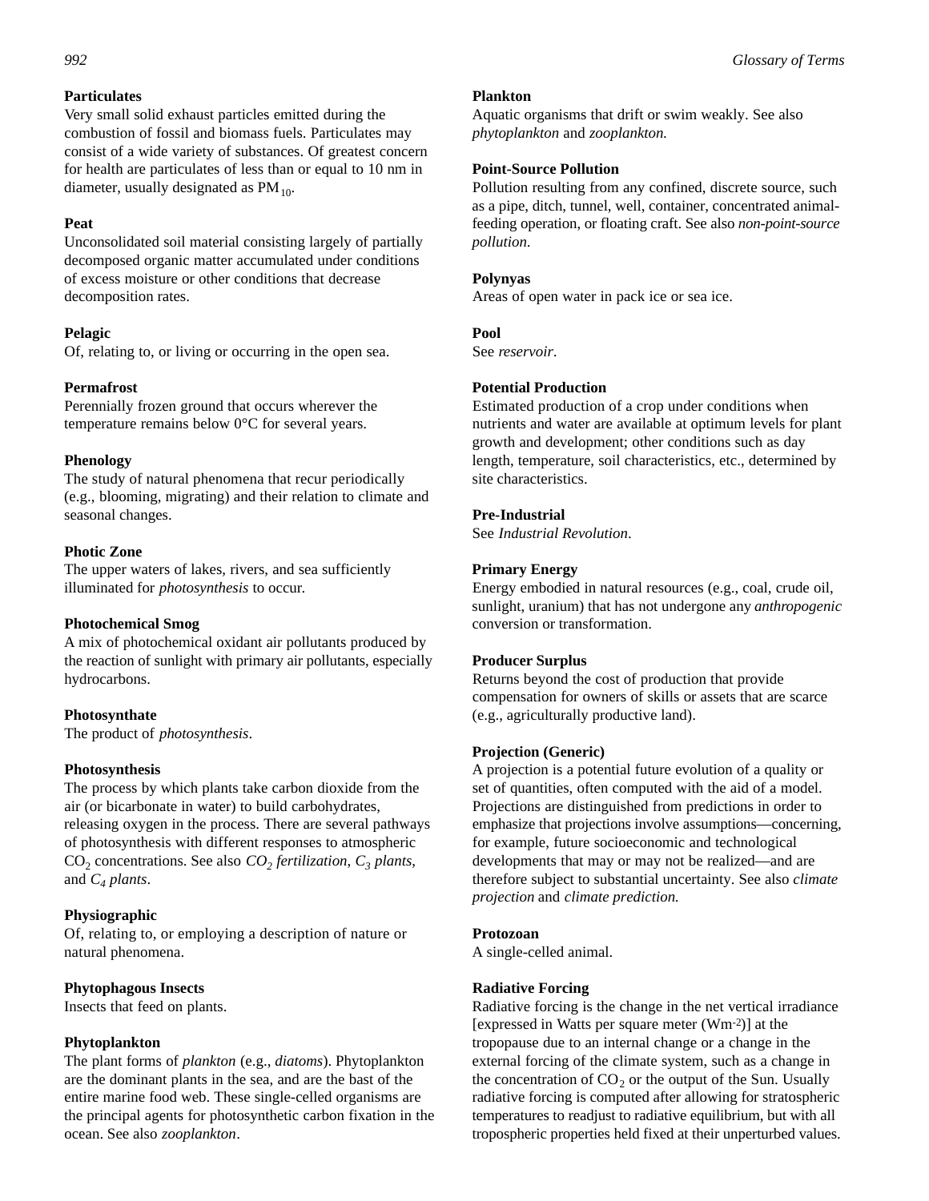**Particulates**

Very small solid exhaust particles emitted during the combustion of fossil and biomass fuels. Particulates may consist of a wide variety of substances. Of greatest concern for health are particulates of less than or equal to 10 nm in diameter, usually designated as $PM_{10}$.

**Peat**

Unconsolidated soil material consisting largely of partially decomposed organic matter accumulated under conditions of excess moisture or other conditions that decrease decomposition rates.

**Pelagic**

Of, relating to, or living or occurring in the open sea.

**Permafrost**

Perennially frozen ground that occurs wherever the temperature remains below 0°C for several years.

**Phenology**

The study of natural phenomena that recur periodically (e.g., blooming, migrating) and their relation to climate and seasonal changes.

**Photic Zone**

The upper waters of lakes, rivers, and sea sufficiently illuminated for *photosynthesis* to occur.

**Photochemical Smog**

A mix of photochemical oxidant air pollutants produced by the reaction of sunlight with primary air pollutants, especially hydrocarbons.

**Photosynthate**

The product of *photosynthesis*.

**Photosynthesis**

The process by which plants take carbon dioxide from the air (or bicarbonate in water) to build carbohydrates, releasing oxygen in the process. There are several pathways of photosynthesis with different responses to atmospheric $CO_2$ concentrations. See also *$CO_2$ fertilization*, *$C_3$ plants*, and *$C_4$ plants*.

**Physiographic**

Of, relating to, or employing a description of nature or natural phenomena.

**Phytophagous Insects**

Insects that feed on plants.

**Phytoplankton**

The plant forms of *plankton* (e.g., *diatoms*). Phytoplankton are the dominant plants in the sea, and are the bast of the entire marine food web. These single-celled organisms are the principal agents for photosynthetic carbon fixation in the ocean. See also *zooplankton*.

**Plankton**

Aquatic organisms that drift or swim weakly. See also *phytoplankton* and *zooplankton.*

**Point-Source Pollution**

Pollution resulting from any confined, discrete source, such as a pipe, ditch, tunnel, well, container, concentrated animal-feeding operation, or floating craft. See also *non-point-source pollution.*

**Polynyas**

Areas of open water in pack ice or sea ice.

**Pool**

See *reservoir*.

**Potential Production**

Estimated production of a crop under conditions when nutrients and water are available at optimum levels for plant growth and development; other conditions such as day length, temperature, soil characteristics, etc., determined by site characteristics.

**Pre-Industrial**

See *Industrial Revolution*.

**Primary Energy**

Energy embodied in natural resources (e.g., coal, crude oil, sunlight, uranium) that has not undergone any *anthropogenic* conversion or transformation.

**Producer Surplus**

Returns beyond the cost of production that provide compensation for owners of skills or assets that are scarce (e.g., agriculturally productive land).

**Projection (Generic)**

A projection is a potential future evolution of a quality or set of quantities, often computed with the aid of a model. Projections are distinguished from predictions in order to emphasize that projections involve assumptions—concerning, for example, future socioeconomic and technological developments that may or may not be realized—and are therefore subject to substantial uncertainty. See also *climate projection* and *climate prediction.*

**Protozoan**

A single-celled animal.

**Radiative Forcing**

Radiative forcing is the change in the net vertical irradiance [expressed in Watts per square meter ($Wm^{-2}$)] at the tropopause due to an internal change or a change in the external forcing of the climate system, such as a change in the concentration of $CO_2$ or the output of the Sun. Usually radiative forcing is computed after allowing for stratospheric temperatures to readjust to radiative equilibrium, but with all tropospheric properties held fixed at their unperturbed values.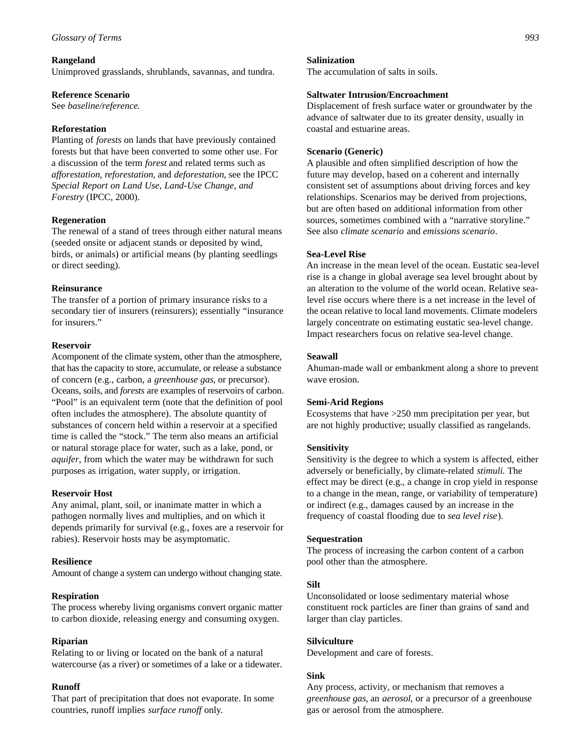**Rangeland**
Unimproved grasslands, shrublands, savannas, and tundra.

**Reference Scenario**
See *baseline/reference*.

**Reforestation**
Planting of *forests* on lands that have previously contained forests but that have been converted to some other use. For a discussion of the term *forest* and related terms such as *afforestation*, *reforestation*, and *deforestation*, see the IPCC *Special Report on Land Use, Land-Use Change, and Forestry* (IPCC, 2000).

**Regeneration**
The renewal of a stand of trees through either natural means (seeded onsite or adjacent stands or deposited by wind, birds, or animals) or artificial means (by planting seedlings or direct seeding).

**Reinsurance**
The transfer of a portion of primary insurance risks to a secondary tier of insurers (reinsurers); essentially "insurance for insurers."

**Reservoir**
Acomponent of the climate system, other than the atmosphere, that has the capacity to store, accumulate, or release a substance of concern (e.g., carbon, a *greenhouse gas*, or precursor). Oceans, soils, and *forests* are examples of reservoirs of carbon. "Pool" is an equivalent term (note that the definition of pool often includes the atmosphere). The absolute quantity of substances of concern held within a reservoir at a specified time is called the "stock." The term also means an artificial or natural storage place for water, such as a lake, pond, or *aquifer*, from which the water may be withdrawn for such purposes as irrigation, water supply, or irrigation.

**Reservoir Host**
Any animal, plant, soil, or inanimate matter in which a pathogen normally lives and multiplies, and on which it depends primarily for survival (e.g., foxes are a reservoir for rabies). Reservoir hosts may be asymptomatic.

**Resilience**
Amount of change a system can undergo without changing state.

**Respiration**
The process whereby living organisms convert organic matter to carbon dioxide, releasing energy and consuming oxygen.

**Riparian**
Relating to or living or located on the bank of a natural watercourse (as a river) or sometimes of a lake or a tidewater.

**Runoff**
That part of precipitation that does not evaporate. In some countries, runoff implies *surface runoff* only.

**Salinization**
The accumulation of salts in soils.

**Saltwater Intrusion/Encroachment**
Displacement of fresh surface water or groundwater by the advance of saltwater due to its greater density, usually in coastal and estuarine areas.

**Scenario (Generic)**
A plausible and often simplified description of how the future may develop, based on a coherent and internally consistent set of assumptions about driving forces and key relationships. Scenarios may be derived from projections, but are often based on additional information from other sources, sometimes combined with a "narrative storyline." See also *climate scenario* and *emissions scenario*.

**Sea-Level Rise**
An increase in the mean level of the ocean. Eustatic sea-level rise is a change in global average sea level brought about by an alteration to the volume of the world ocean. Relative sea-level rise occurs where there is a net increase in the level of the ocean relative to local land movements. Climate modelers largely concentrate on estimating eustatic sea-level change. Impact researchers focus on relative sea-level change.

**Seawall**
Ahuman-made wall or embankment along a shore to prevent wave erosion.

**Semi-Arid Regions**
Ecosystems that have >250 mm precipitation per year, but are not highly productive; usually classified as rangelands.

**Sensitivity**
Sensitivity is the degree to which a system is affected, either adversely or beneficially, by climate-related *stimuli*. The effect may be direct (e.g., a change in crop yield in response to a change in the mean, range, or variability of temperature) or indirect (e.g., damages caused by an increase in the frequency of coastal flooding due to *sea level rise*).

**Sequestration**
The process of increasing the carbon content of a carbon pool other than the atmosphere.

**Silt**
Unconsolidated or loose sedimentary material whose constituent rock particles are finer than grains of sand and larger than clay particles.

**Silviculture**
Development and care of forests.

**Sink**
Any process, activity, or mechanism that removes a *greenhouse gas*, an *aerosol*, or a precursor of a greenhouse gas or aerosol from the atmosphere.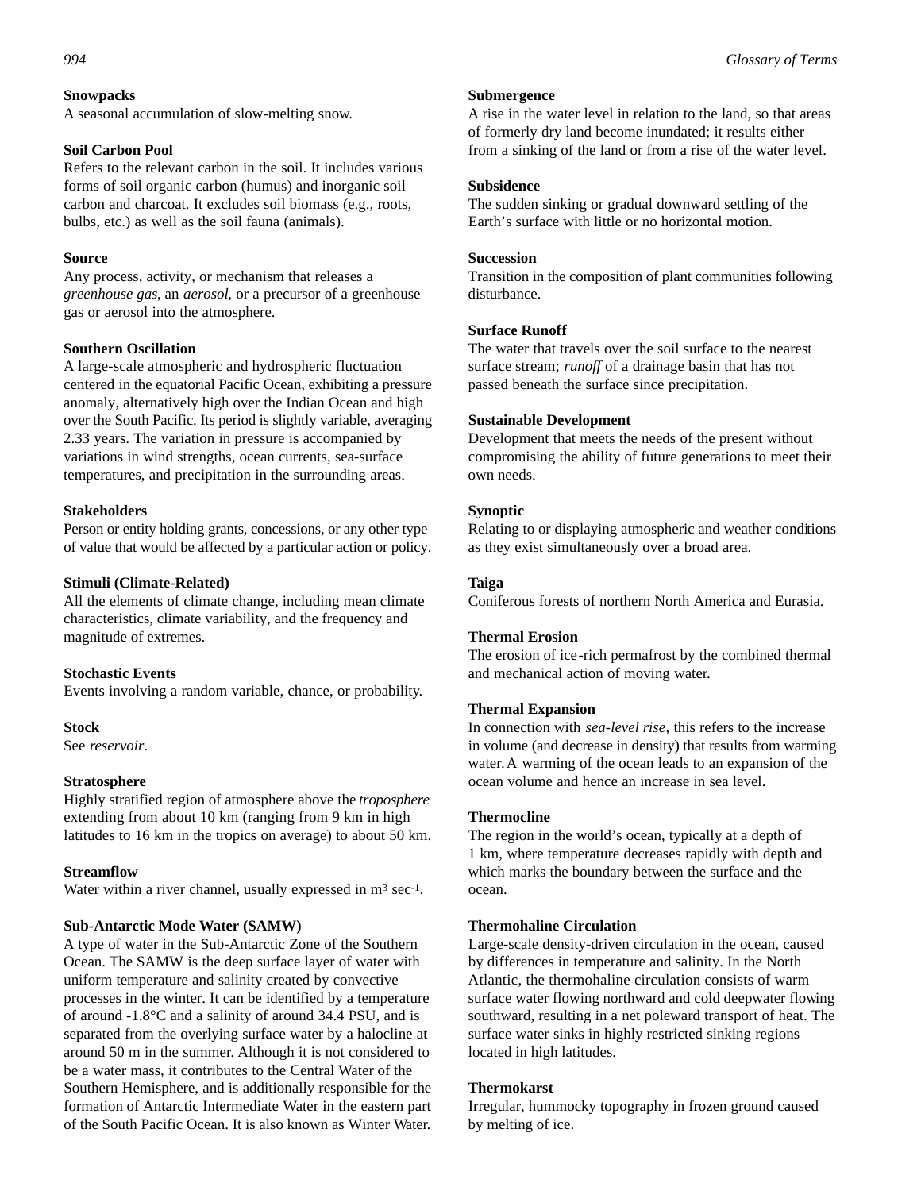**Snowpacks**
A seasonal accumulation of slow-melting snow.

**Soil Carbon Pool**
Refers to the relevant carbon in the soil. It includes various forms of soil organic carbon (humus) and inorganic soil carbon and charcoat. It excludes soil biomass (e.g., roots, bulbs, etc.) as well as the soil fauna (animals).

**Source**
Any process, activity, or mechanism that releases a *greenhouse gas*, an *aerosol*, or a precursor of a greenhouse gas or aerosol into the atmosphere.

**Southern Oscillation**
A large-scale atmospheric and hydrospheric fluctuation centered in the equatorial Pacific Ocean, exhibiting a pressure anomaly, alternatively high over the Indian Ocean and high over the South Pacific. Its period is slightly variable, averaging 2.33 years. The variation in pressure is accompanied by variations in wind strengths, ocean currents, sea-surface temperatures, and precipitation in the surrounding areas.

**Stakeholders**
Person or entity holding grants, concessions, or any other type of value that would be affected by a particular action or policy.

**Stimuli (Climate-Related)**
All the elements of climate change, including mean climate characteristics, climate variability, and the frequency and magnitude of extremes.

**Stochastic Events**
Events involving a random variable, chance, or probability.

**Stock**
See *reservoir*.

**Stratosphere**
Highly stratified region of atmosphere above the *troposphere* extending from about 10 km (ranging from 9 km in high latitudes to 16 km in the tropics on average) to about 50 km.

**Streamflow**
Water within a river channel, usually expressed in $m^3$ $sec^{-1}$.

**Sub-Antarctic Mode Water (SAMW)**
A type of water in the Sub-Antarctic Zone of the Southern Ocean. The SAMW is the deep surface layer of water with uniform temperature and salinity created by convective processes in the winter. It can be identified by a temperature of around -1.8°C and a salinity of around 34.4 PSU, and is separated from the overlying surface water by a halocline at around 50 m in the summer. Although it is not considered to be a water mass, it contributes to the Central Water of the Southern Hemisphere, and is additionally responsible for the formation of Antarctic Intermediate Water in the eastern part of the South Pacific Ocean. It is also known as Winter Water.

**Submergence**
A rise in the water level in relation to the land, so that areas of formerly dry land become inundated; it results either from a sinking of the land or from a rise of the water level.

**Subsidence**
The sudden sinking or gradual downward settling of the Earth's surface with little or no horizontal motion.

**Succession**
Transition in the composition of plant communities following disturbance.

**Surface Runoff**
The water that travels over the soil surface to the nearest surface stream; *runoff* of a drainage basin that has not passed beneath the surface since precipitation.

**Sustainable Development**
Development that meets the needs of the present without compromising the ability of future generations to meet their own needs.

**Synoptic**
Relating to or displaying atmospheric and weather conditions as they exist simultaneously over a broad area.

**Taiga**
Coniferous forests of northern North America and Eurasia.

**Thermal Erosion**
The erosion of ice-rich permafrost by the combined thermal and mechanical action of moving water.

**Thermal Expansion**
In connection with *sea-level rise*, this refers to the increase in volume (and decrease in density) that results from warming water. A warming of the ocean leads to an expansion of the ocean volume and hence an increase in sea level.

**Thermocline**
The region in the world's ocean, typically at a depth of 1 km, where temperature decreases rapidly with depth and which marks the boundary between the surface and the ocean.

**Thermohaline Circulation**
Large-scale density-driven circulation in the ocean, caused by differences in temperature and salinity. In the North Atlantic, the thermohaline circulation consists of warm surface water flowing northward and cold deepwater flowing southward, resulting in a net poleward transport of heat. The surface water sinks in highly restricted sinking regions located in high latitudes.

**Thermokarst**
Irregular, hummocky topography in frozen ground caused by melting of ice.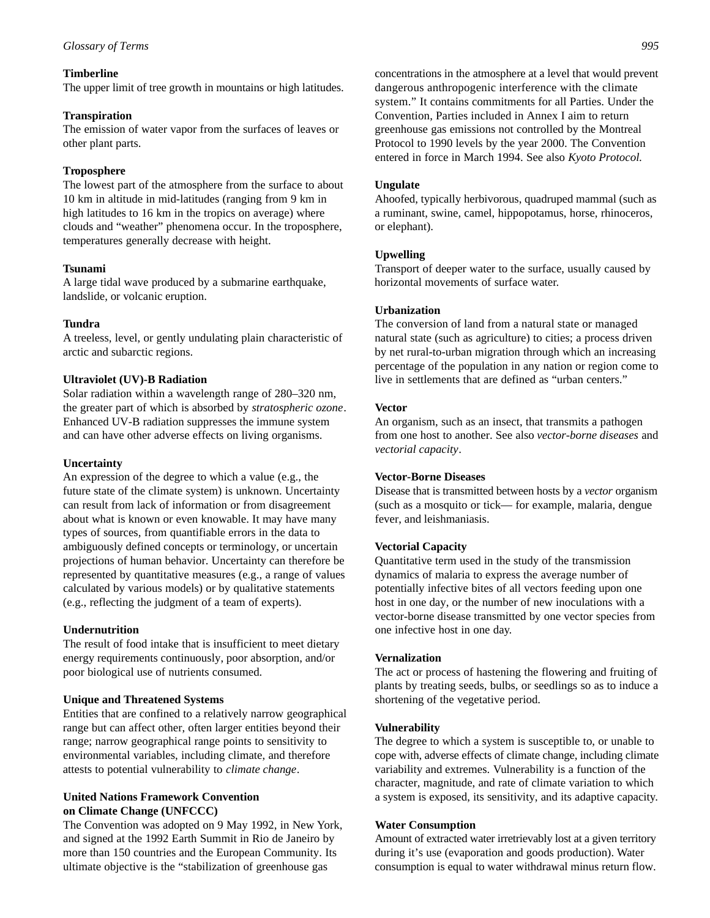**Timberline**
The upper limit of tree growth in mountains or high latitudes.

**Transpiration**
The emission of water vapor from the surfaces of leaves or other plant parts.

**Troposphere**
The lowest part of the atmosphere from the surface to about 10 km in altitude in mid-latitudes (ranging from 9 km in high latitudes to 16 km in the tropics on average) where clouds and "weather" phenomena occur. In the troposphere, temperatures generally decrease with height.

**Tsunami**
A large tidal wave produced by a submarine earthquake, landslide, or volcanic eruption.

**Tundra**
A treeless, level, or gently undulating plain characteristic of arctic and subarctic regions.

**Ultraviolet (UV)-B Radiation**
Solar radiation within a wavelength range of 280–320 nm, the greater part of which is absorbed by *stratospheric ozone*. Enhanced UV-B radiation suppresses the immune system and can have other adverse effects on living organisms.

**Uncertainty**
An expression of the degree to which a value (e.g., the future state of the climate system) is unknown. Uncertainty can result from lack of information or from disagreement about what is known or even knowable. It may have many types of sources, from quantifiable errors in the data to ambiguously defined concepts or terminology, or uncertain projections of human behavior. Uncertainty can therefore be represented by quantitative measures (e.g., a range of values calculated by various models) or by qualitative statements (e.g., reflecting the judgment of a team of experts).

**Undernutrition**
The result of food intake that is insufficient to meet dietary energy requirements continuously, poor absorption, and/or poor biological use of nutrients consumed.

**Unique and Threatened Systems**
Entities that are confined to a relatively narrow geographical range but can affect other, often larger entities beyond their range; narrow geographical range points to sensitivity to environmental variables, including climate, and therefore attests to potential vulnerability to *climate change*.

**United Nations Framework Convention on Climate Change (UNFCCC)**
The Convention was adopted on 9 May 1992, in New York, and signed at the 1992 Earth Summit in Rio de Janeiro by more than 150 countries and the European Community. Its ultimate objective is the "stabilization of greenhouse gas concentrations in the atmosphere at a level that would prevent dangerous anthropogenic interference with the climate system." It contains commitments for all Parties. Under the Convention, Parties included in Annex I aim to return greenhouse gas emissions not controlled by the Montreal Protocol to 1990 levels by the year 2000. The Convention entered in force in March 1994. See also *Kyoto Protocol.*

**Ungulate**
Ahoofed, typically herbivorous, quadruped mammal (such as a ruminant, swine, camel, hippopotamus, horse, rhinoceros, or elephant).

**Upwelling**
Transport of deeper water to the surface, usually caused by horizontal movements of surface water.

**Urbanization**
The conversion of land from a natural state or managed natural state (such as agriculture) to cities; a process driven by net rural-to-urban migration through which an increasing percentage of the population in any nation or region come to live in settlements that are defined as "urban centers."

**Vector**
An organism, such as an insect, that transmits a pathogen from one host to another. See also *vector-borne diseases* and *vectorial capacity*.

**Vector-Borne Diseases**
Disease that is transmitted between hosts by a *vector* organism (such as a mosquito or tick— for example, malaria, dengue fever, and leishmaniasis.

**Vectorial Capacity**
Quantitative term used in the study of the transmission dynamics of malaria to express the average number of potentially infective bites of all vectors feeding upon one host in one day, or the number of new inoculations with a vector-borne disease transmitted by one vector species from one infective host in one day.

**Vernalization**
The act or process of hastening the flowering and fruiting of plants by treating seeds, bulbs, or seedlings so as to induce a shortening of the vegetative period.

**Vulnerability**
The degree to which a system is susceptible to, or unable to cope with, adverse effects of climate change, including climate variability and extremes. Vulnerability is a function of the character, magnitude, and rate of climate variation to which a system is exposed, its sensitivity, and its adaptive capacity.

**Water Consumption**
Amount of extracted water irretrievably lost at a given territory during it's use (evaporation and goods production). Water consumption is equal to water withdrawal minus return flow.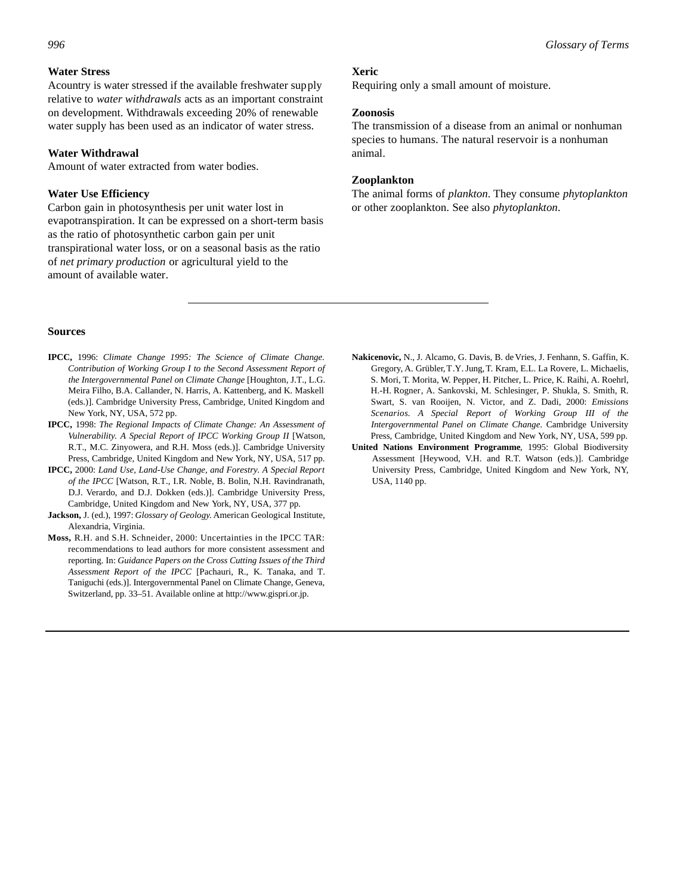**Water Stress**

Acountry is water stressed if the available freshwater supply relative to *water withdrawals* acts as an important constraint on development. Withdrawals exceeding 20% of renewable water supply has been used as an indicator of water stress.

**Water Withdrawal**

Amount of water extracted from water bodies.

**Water Use Efficiency**

Carbon gain in photosynthesis per unit water lost in evapotranspiration. It can be expressed on a short-term basis as the ratio of photosynthetic carbon gain per unit transpirational water loss, or on a seasonal basis as the ratio of *net primary production* or agricultural yield to the amount of available water.

**Xeric**

Requiring only a small amount of moisture.

**Zoonosis**

The transmission of a disease from an animal or nonhuman species to humans. The natural reservoir is a nonhuman animal.

**Zooplankton**

The animal forms of *plankton*. They consume *phytoplankton* or other zooplankton. See also *phytoplankton*.

---

## Sources

**IPCC,** 1996: *Climate Change 1995: The Science of Climate Change. Contribution of Working Group I to the Second Assessment Report of the Intergovernmental Panel on Climate Change* [Houghton, J.T., L.G. Meira Filho, B.A. Callander, N. Harris, A. Kattenberg, and K. Maskell (eds.)]. Cambridge University Press, Cambridge, United Kingdom and New York, NY, USA, 572 pp.

**IPCC,** 1998: *The Regional Impacts of Climate Change: An Assessment of Vulnerability. A Special Report of IPCC Working Group II* [Watson, R.T., M.C. Zinyowera, and R.H. Moss (eds.)]. Cambridge University Press, Cambridge, United Kingdom and New York, NY, USA, 517 pp.

**IPCC,** 2000: *Land Use, Land-Use Change, and Forestry. A Special Report of the IPCC* [Watson, R.T., I.R. Noble, B. Bolin, N.H. Ravindranath, D.J. Verardo, and D.J. Dokken (eds.)]. Cambridge University Press, Cambridge, United Kingdom and New York, NY, USA, 377 pp.

**Jackson,** J. (ed.), 1997: *Glossary of Geology.* American Geological Institute, Alexandria, Virginia.

**Moss,** R.H. and S.H. Schneider, 2000: Uncertainties in the IPCC TAR: recommendations to lead authors for more consistent assessment and reporting. In: *Guidance Papers on the Cross Cutting Issues of the Third Assessment Report of the IPCC* [Pachauri, R., K. Tanaka, and T. Taniguchi (eds.)]. Intergovernmental Panel on Climate Change, Geneva, Switzerland, pp. 33–51. Available online at http://www.gispri.or.jp.

**Nakicenovic,** N., J. Alcamo, G. Davis, B. de Vries, J. Fenhann, S. Gaffin, K. Gregory, A. Grübler, T.Y. Jung, T. Kram, E.L. La Rovere, L. Michaelis, S. Mori, T. Morita, W. Pepper, H. Pitcher, L. Price, K. Raihi, A. Roehrl, H.-H. Rogner, A. Sankovski, M. Schlesinger, P. Shukla, S. Smith, R. Swart, S. van Rooijen, N. Victor, and Z. Dadi, 2000: *Emissions Scenarios. A Special Report of Working Group III of the Intergovernmental Panel on Climate Change.* Cambridge University Press, Cambridge, United Kingdom and New York, NY, USA, 599 pp.

**United Nations Environment Programme**, 1995: Global Biodiversity Assessment [Heywood, V.H. and R.T. Watson (eds.)]. Cambridge University Press, Cambridge, United Kingdom and New York, NY, USA, 1140 pp.